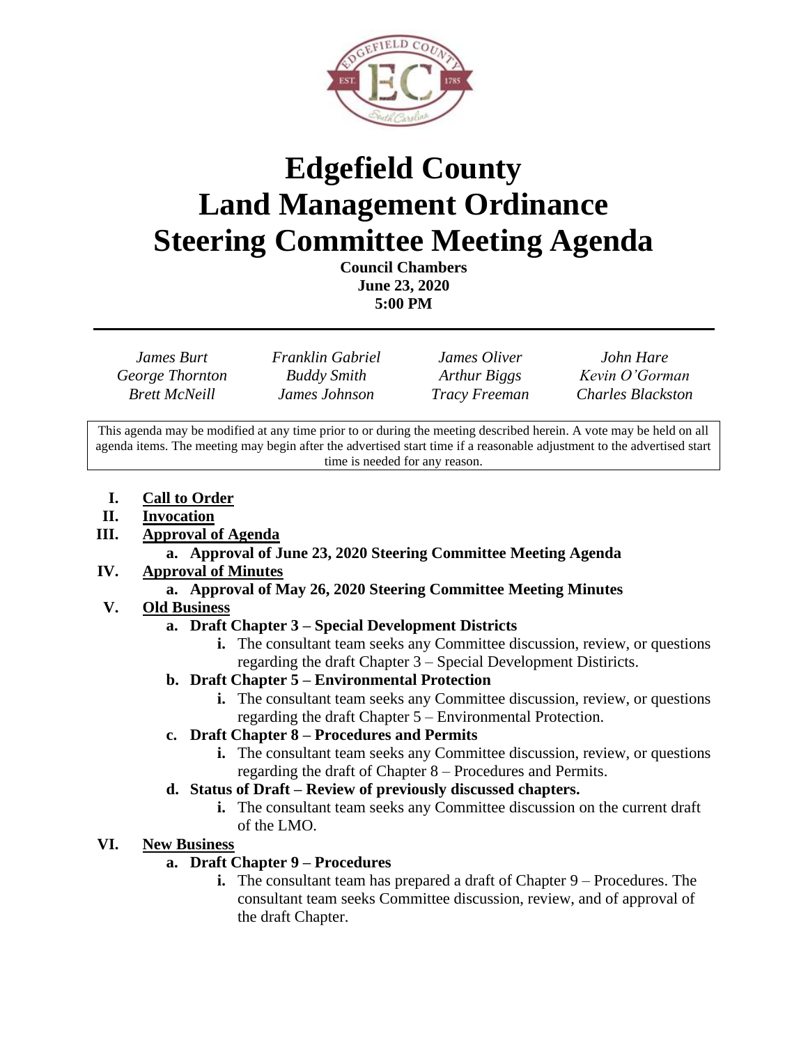# Edgefield County Land Management Ordinance Steering Committee Meeting Agenda

**Council Chambers**
**June 23, 2020**
**5:00 PM**

---

| | | | |
|---|---|---|---|
| *James Burt* | *Franklin Gabriel* | *James Oliver* | *John Hare* |
| *George Thornton* | *Buddy Smith* | *Arthur Biggs* | *Kevin O'Gorman* |
| *Brett McNeill* | *James Johnson* | *Tracy Freeman* | *Charles Blackston* |

This agenda may be modified at any time prior to or during the meeting described herein. A vote may be held on all agenda items. The meeting may begin after the advertised start time if a reasonable adjustment to the advertised start time is needed for any reason.

**I. Call to Order**

**II. Invocation**

**III. Approval of Agenda**

- **a. Approval of June 23, 2020 Steering Committee Meeting Agenda**

**IV. Approval of Minutes**

- **a. Approval of May 26, 2020 Steering Committee Meeting Minutes**

**V. Old Business**

- **a. Draft Chapter 3 – Special Development Districts**
  - **i.** The consultant team seeks any Committee discussion, review, or questions regarding the draft Chapter 3 – Special Development Distiricts.
- **b. Draft Chapter 5 – Environmental Protection**
  - **i.** The consultant team seeks any Committee discussion, review, or questions regarding the draft Chapter 5 – Environmental Protection.
- **c. Draft Chapter 8 – Procedures and Permits**
  - **i.** The consultant team seeks any Committee discussion, review, or questions regarding the draft of Chapter 8 – Procedures and Permits.
- **d. Status of Draft – Review of previously discussed chapters.**
  - **i.** The consultant team seeks any Committee discussion on the current draft of the LMO.

**VI. New Business**

- **a. Draft Chapter 9 – Procedures**
  - **i.** The consultant team has prepared a draft of Chapter 9 – Procedures. The consultant team seeks Committee discussion, review, and of approval of the draft Chapter.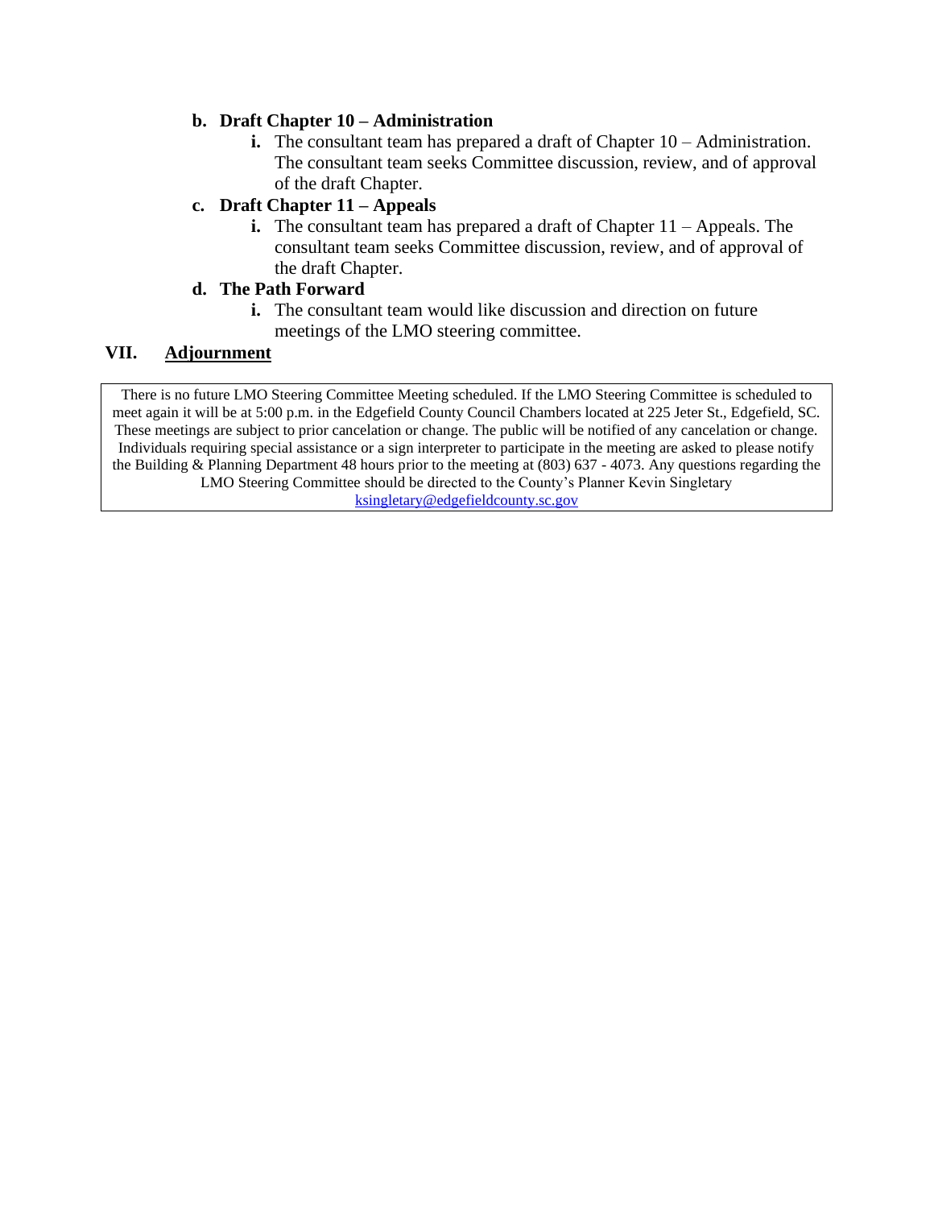- **b. Draft Chapter 10 – Administration**
    - **i.** The consultant team has prepared a draft of Chapter 10 – Administration. The consultant team seeks Committee discussion, review, and of approval of the draft Chapter.
- **c. Draft Chapter 11 – Appeals**
    - **i.** The consultant team has prepared a draft of Chapter 11 – Appeals. The consultant team seeks Committee discussion, review, and of approval of the draft Chapter.
- **d. The Path Forward**
    - **i.** The consultant team would like discussion and direction on future meetings of the LMO steering committee.

**VII. <u>Adjournment</u>**

There is no future LMO Steering Committee Meeting scheduled. If the LMO Steering Committee is scheduled to meet again it will be at 5:00 p.m. in the Edgefield County Council Chambers located at 225 Jeter St., Edgefield, SC. These meetings are subject to prior cancelation or change. The public will be notified of any cancelation or change. Individuals requiring special assistance or a sign interpreter to participate in the meeting are asked to please notify the Building & Planning Department 48 hours prior to the meeting at (803) 637 - 4073. Any questions regarding the LMO Steering Committee should be directed to the County's Planner Kevin Singletary ksingletary@edgefieldcounty.sc.gov